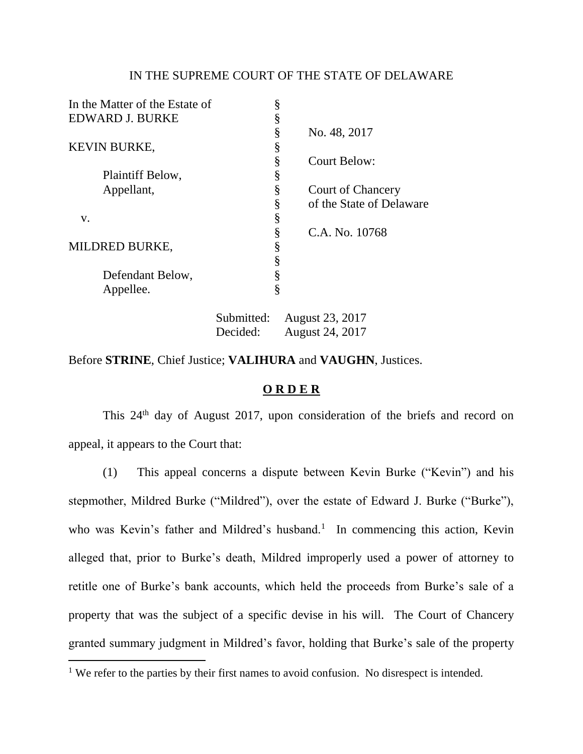IN THE SUPREME COURT OF THE STATE OF DELAWARE

| | | |
|---|---|---|
| In the Matter of the Estate of EDWARD J. BURKE | § | |
| | § | No. 48, 2017 |
| KEVIN BURKE, | § | |
| | § | Court Below: |
| Plaintiff Below, Appellant, | § | Court of Chancery of the State of Delaware |
| v. | § | |
| | § | C.A. No. 10768 |
| MILDRED BURKE, | § | |
| Defendant Below, Appellee. | § | |

Submitted: August 23, 2017
Decided: August 24, 2017

Before **STRINE**, Chief Justice; **VALIHURA** and **VAUGHN**, Justices.

**O R D E R**

This 24th day of August 2017, upon consideration of the briefs and record on appeal, it appears to the Court that:

(1) This appeal concerns a dispute between Kevin Burke ("Kevin") and his stepmother, Mildred Burke ("Mildred"), over the estate of Edward J. Burke ("Burke"), who was Kevin's father and Mildred's husband.[1] In commencing this action, Kevin alleged that, prior to Burke's death, Mildred improperly used a power of attorney to retitle one of Burke's bank accounts, which held the proceeds from Burke's sale of a property that was the subject of a specific devise in his will. The Court of Chancery granted summary judgment in Mildred's favor, holding that Burke's sale of the property

[1] We refer to the parties by their first names to avoid confusion. No disrespect is intended.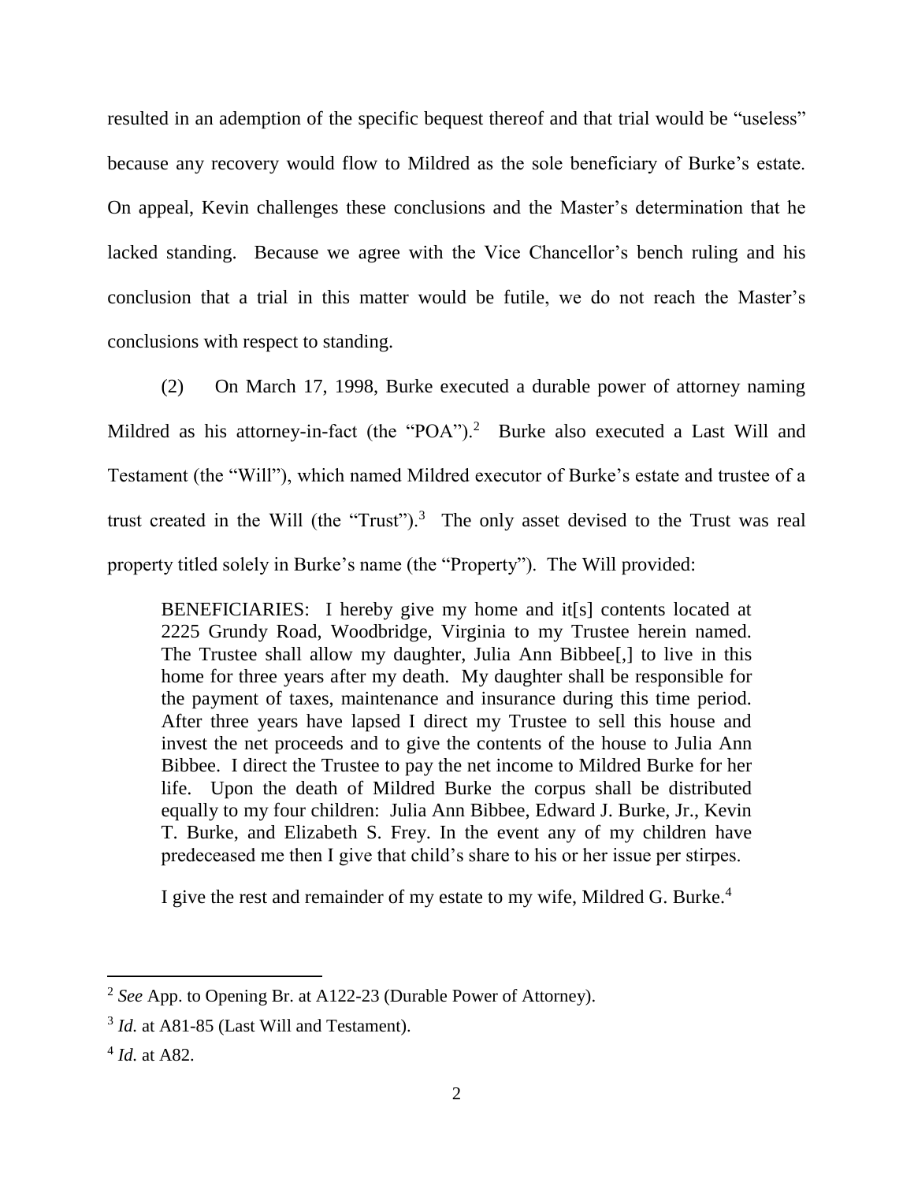resulted in an ademption of the specific bequest thereof and that trial would be "useless" because any recovery would flow to Mildred as the sole beneficiary of Burke's estate. On appeal, Kevin challenges these conclusions and the Master's determination that he lacked standing. Because we agree with the Vice Chancellor's bench ruling and his conclusion that a trial in this matter would be futile, we do not reach the Master's conclusions with respect to standing.

(2) On March 17, 1998, Burke executed a durable power of attorney naming Mildred as his attorney-in-fact (the "POA").[2] Burke also executed a Last Will and Testament (the "Will"), which named Mildred executor of Burke's estate and trustee of a trust created in the Will (the "Trust").[3] The only asset devised to the Trust was real property titled solely in Burke's name (the "Property"). The Will provided:

> BENEFICIARIES: I hereby give my home and it[s] contents located at 2225 Grundy Road, Woodbridge, Virginia to my Trustee herein named. The Trustee shall allow my daughter, Julia Ann Bibbee[,] to live in this home for three years after my death. My daughter shall be responsible for the payment of taxes, maintenance and insurance during this time period. After three years have lapsed I direct my Trustee to sell this house and invest the net proceeds and to give the contents of the house to Julia Ann Bibbee. I direct the Trustee to pay the net income to Mildred Burke for her life. Upon the death of Mildred Burke the corpus shall be distributed equally to my four children: Julia Ann Bibbee, Edward J. Burke, Jr., Kevin T. Burke, and Elizabeth S. Frey. In the event any of my children have predeceased me then I give that child's share to his or her issue per stirpes.
>
> I give the rest and remainder of my estate to my wife, Mildred G. Burke.[4]

---

[2] *See* App. to Opening Br. at A122-23 (Durable Power of Attorney).

[3] *Id.* at A81-85 (Last Will and Testament).

[4] *Id.* at A82.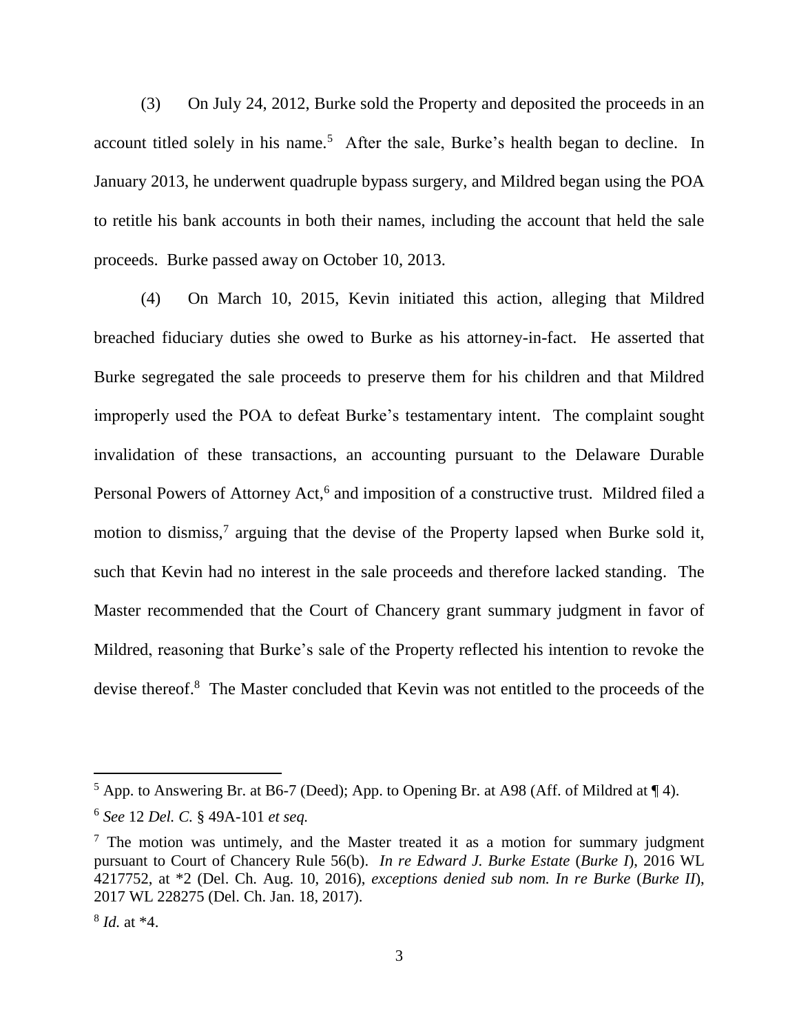(3) On July 24, 2012, Burke sold the Property and deposited the proceeds in an account titled solely in his name.[5] After the sale, Burke's health began to decline. In January 2013, he underwent quadruple bypass surgery, and Mildred began using the POA to retitle his bank accounts in both their names, including the account that held the sale proceeds. Burke passed away on October 10, 2013.

(4) On March 10, 2015, Kevin initiated this action, alleging that Mildred breached fiduciary duties she owed to Burke as his attorney-in-fact. He asserted that Burke segregated the sale proceeds to preserve them for his children and that Mildred improperly used the POA to defeat Burke's testamentary intent. The complaint sought invalidation of these transactions, an accounting pursuant to the Delaware Durable Personal Powers of Attorney Act,[6] and imposition of a constructive trust. Mildred filed a motion to dismiss,[7] arguing that the devise of the Property lapsed when Burke sold it, such that Kevin had no interest in the sale proceeds and therefore lacked standing. The Master recommended that the Court of Chancery grant summary judgment in favor of Mildred, reasoning that Burke's sale of the Property reflected his intention to revoke the devise thereof.[8] The Master concluded that Kevin was not entitled to the proceeds of the

---

[5] App. to Answering Br. at B6-7 (Deed); App. to Opening Br. at A98 (Aff. of Mildred at ¶ 4).

[6] *See* 12 *Del. C.* § 49A-101 *et seq.*

[7] The motion was untimely, and the Master treated it as a motion for summary judgment pursuant to Court of Chancery Rule 56(b). *In re Edward J. Burke Estate* (*Burke I*), 2016 WL 4217752, at *2 (Del. Ch. Aug. 10, 2016), *exceptions denied sub nom. In re Burke* (*Burke II*), 2017 WL 228275 (Del. Ch. Jan. 18, 2017).

[8] *Id.* at *4.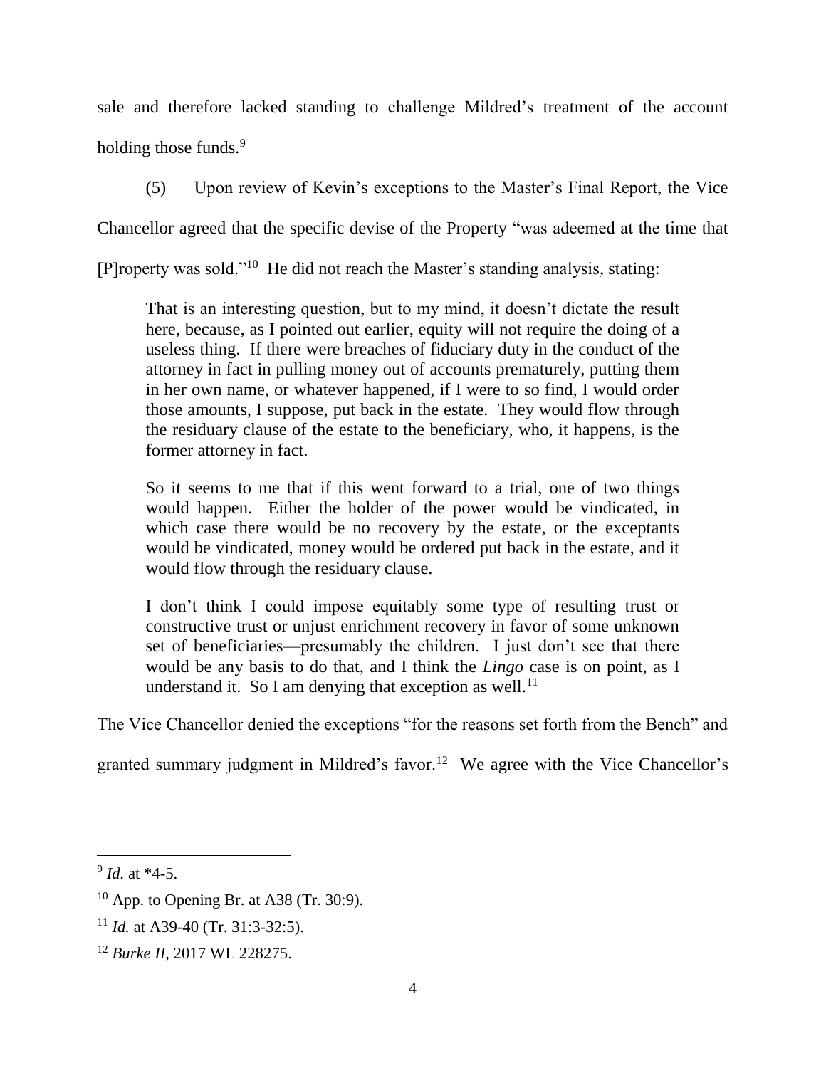sale and therefore lacked standing to challenge Mildred's treatment of the account holding those funds.[9]

(5) Upon review of Kevin's exceptions to the Master's Final Report, the Vice Chancellor agreed that the specific devise of the Property "was adeemed at the time that [P]roperty was sold."[10] He did not reach the Master's standing analysis, stating:

> That is an interesting question, but to my mind, it doesn't dictate the result here, because, as I pointed out earlier, equity will not require the doing of a useless thing. If there were breaches of fiduciary duty in the conduct of the attorney in fact in pulling money out of accounts prematurely, putting them in her own name, or whatever happened, if I were to so find, I would order those amounts, I suppose, put back in the estate. They would flow through the residuary clause of the estate to the beneficiary, who, it happens, is the former attorney in fact.
>
> So it seems to me that if this went forward to a trial, one of two things would happen. Either the holder of the power would be vindicated, in which case there would be no recovery by the estate, or the exceptants would be vindicated, money would be ordered put back in the estate, and it would flow through the residuary clause.
>
> I don't think I could impose equitably some type of resulting trust or constructive trust or unjust enrichment recovery in favor of some unknown set of beneficiaries—presumably the children. I just don't see that there would be any basis to do that, and I think the *Lingo* case is on point, as I understand it. So I am denying that exception as well.[11]

The Vice Chancellor denied the exceptions "for the reasons set forth from the Bench" and granted summary judgment in Mildred's favor.[12] We agree with the Vice Chancellor's

---

[9] *Id.* at *4-5.

[10] App. to Opening Br. at A38 (Tr. 30:9).

[11] *Id.* at A39-40 (Tr. 31:3-32:5).

[12] *Burke II*, 2017 WL 228275.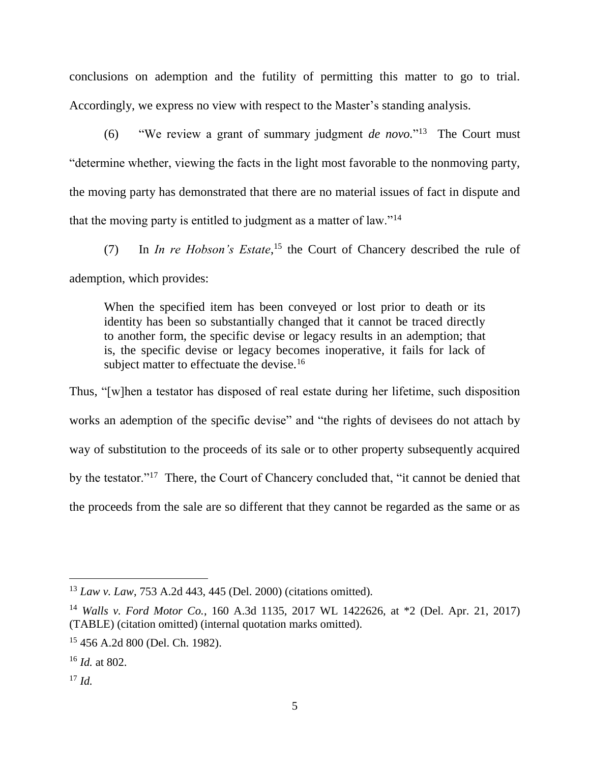conclusions on ademption and the futility of permitting this matter to go to trial. Accordingly, we express no view with respect to the Master's standing analysis.

(6) "We review a grant of summary judgment *de novo.*"[13] The Court must "determine whether, viewing the facts in the light most favorable to the nonmoving party, the moving party has demonstrated that there are no material issues of fact in dispute and that the moving party is entitled to judgment as a matter of law."[14]

(7) In *In re Hobson's Estate*,[15] the Court of Chancery described the rule of ademption, which provides:

> When the specified item has been conveyed or lost prior to death or its identity has been so substantially changed that it cannot be traced directly to another form, the specific devise or legacy results in an ademption; that is, the specific devise or legacy becomes inoperative, it fails for lack of subject matter to effectuate the devise.[16]

Thus, "[w]hen a testator has disposed of real estate during her lifetime, such disposition works an ademption of the specific devise" and "the rights of devisees do not attach by way of substitution to the proceeds of its sale or to other property subsequently acquired by the testator."[17] There, the Court of Chancery concluded that, "it cannot be denied that the proceeds from the sale are so different that they cannot be regarded as the same or as

---

[13] *Law v. Law*, 753 A.2d 443, 445 (Del. 2000) (citations omitted).

[14] *Walls v. Ford Motor Co.*, 160 A.3d 1135, 2017 WL 1422626, at *2 (Del. Apr. 21, 2017) (TABLE) (citation omitted) (internal quotation marks omitted).

[15] 456 A.2d 800 (Del. Ch. 1982).

[16] *Id.* at 802.

[17] *Id.*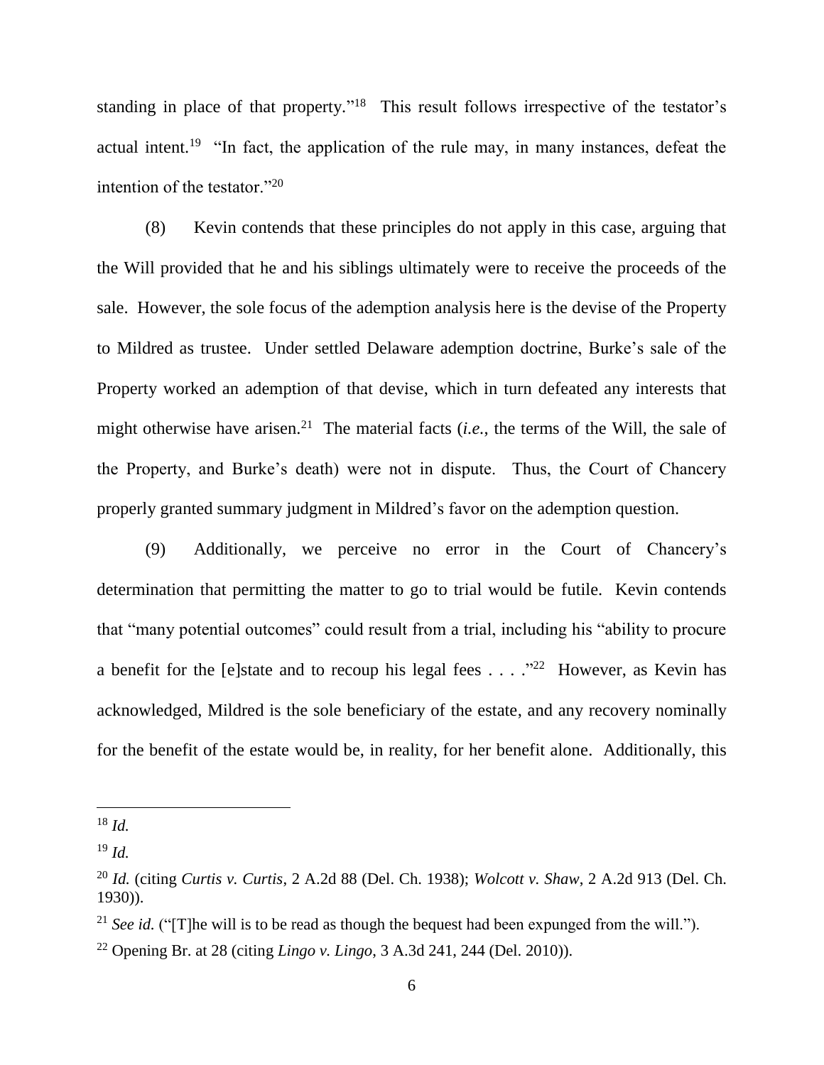standing in place of that property."[18] This result follows irrespective of the testator's actual intent.[19] "In fact, the application of the rule may, in many instances, defeat the intention of the testator."[20]

(8) Kevin contends that these principles do not apply in this case, arguing that the Will provided that he and his siblings ultimately were to receive the proceeds of the sale. However, the sole focus of the ademption analysis here is the devise of the Property to Mildred as trustee. Under settled Delaware ademption doctrine, Burke's sale of the Property worked an ademption of that devise, which in turn defeated any interests that might otherwise have arisen.[21] The material facts (*i.e.*, the terms of the Will, the sale of the Property, and Burke's death) were not in dispute. Thus, the Court of Chancery properly granted summary judgment in Mildred's favor on the ademption question.

(9) Additionally, we perceive no error in the Court of Chancery's determination that permitting the matter to go to trial would be futile. Kevin contends that "many potential outcomes" could result from a trial, including his "ability to procure a benefit for the [e]state and to recoup his legal fees . . . ."[22] However, as Kevin has acknowledged, Mildred is the sole beneficiary of the estate, and any recovery nominally for the benefit of the estate would be, in reality, for her benefit alone. Additionally, this

---

[18] *Id.*

[19] *Id.*

[20] *Id.* (citing *Curtis v. Curtis*, 2 A.2d 88 (Del. Ch. 1938); *Wolcott v. Shaw*, 2 A.2d 913 (Del. Ch. 1930)).

[21] *See id.* ("[T]he will is to be read as though the bequest had been expunged from the will.").

[22] Opening Br. at 28 (citing *Lingo v. Lingo*, 3 A.3d 241, 244 (Del. 2010)).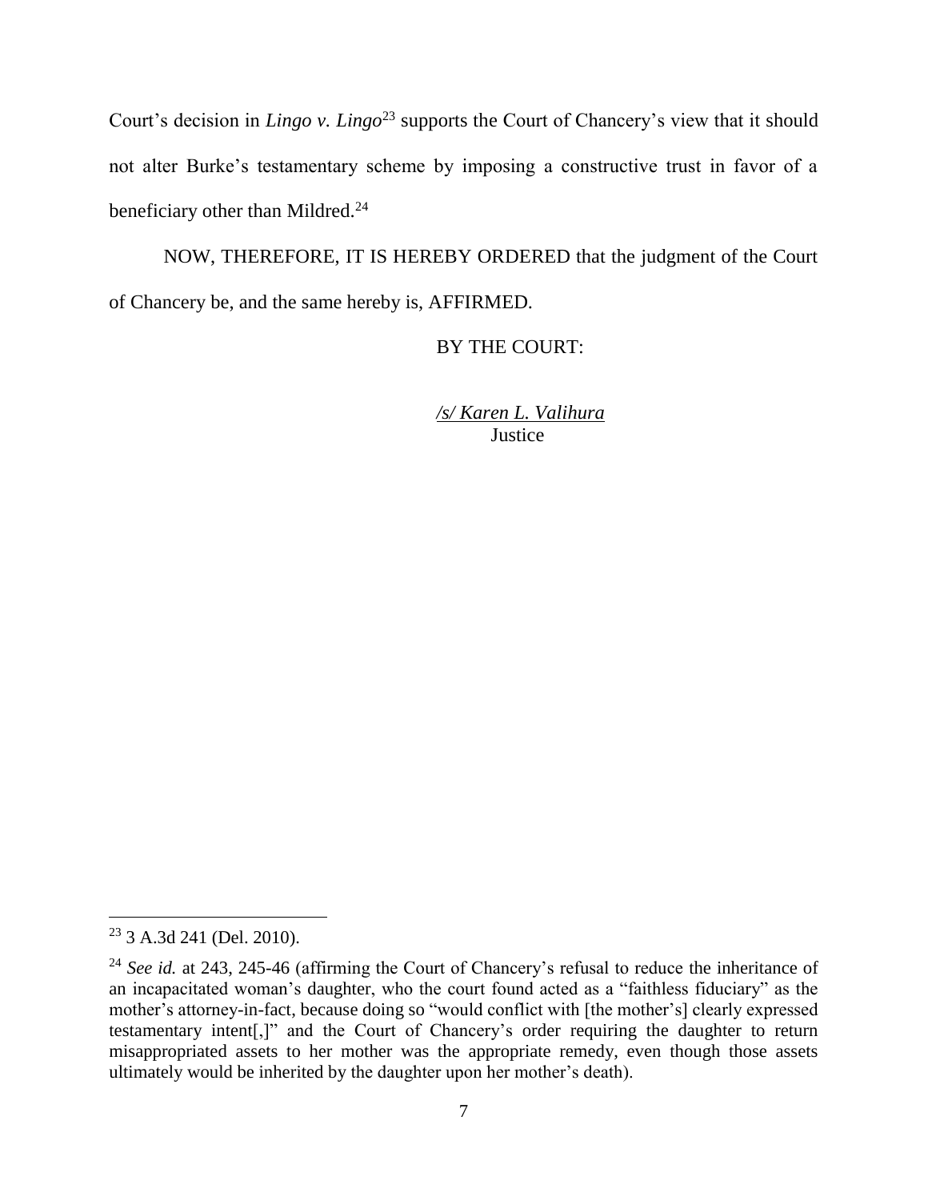Court's decision in *Lingo v. Lingo*[23] supports the Court of Chancery's view that it should not alter Burke's testamentary scheme by imposing a constructive trust in favor of a beneficiary other than Mildred.[24]

NOW, THEREFORE, IT IS HEREBY ORDERED that the judgment of the Court of Chancery be, and the same hereby is, AFFIRMED.

BY THE COURT:

/s/ Karen L. Valihura
Justice

---

[23] 3 A.3d 241 (Del. 2010).

[24] *See id.* at 243, 245-46 (affirming the Court of Chancery's refusal to reduce the inheritance of an incapacitated woman's daughter, who the court found acted as a "faithless fiduciary" as the mother's attorney-in-fact, because doing so "would conflict with [the mother's] clearly expressed testamentary intent[,]" and the Court of Chancery's order requiring the daughter to return misappropriated assets to her mother was the appropriate remedy, even though those assets ultimately would be inherited by the daughter upon her mother's death).